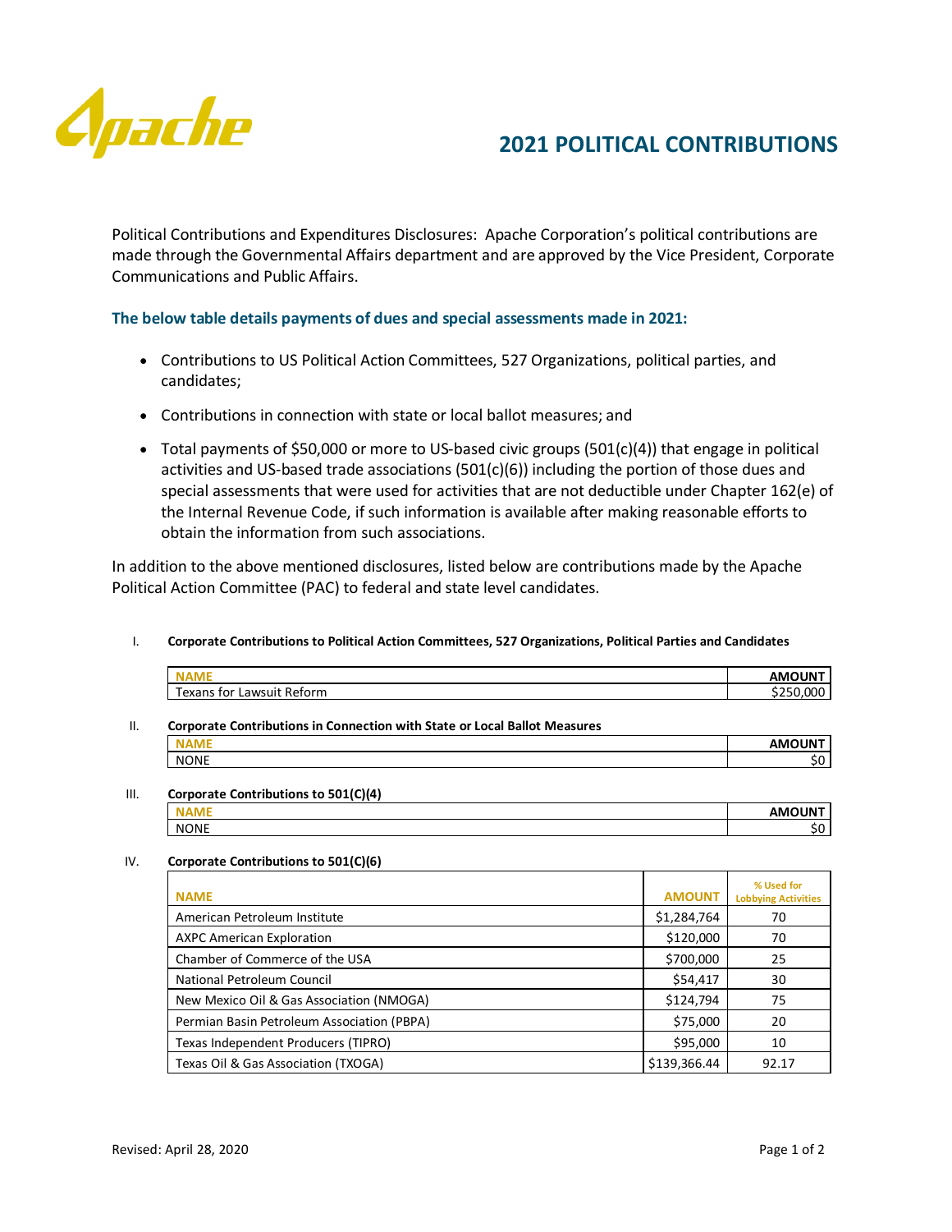Apache

# 2021 POLITICAL CONTRIBUTIONS

Political Contributions and Expenditures Disclosures: Apache Corporation's political contributions are made through the Governmental Affairs department and are approved by the Vice President, Corporate Communications and Public Affairs.

### The below table details payments of dues and special assessments made in 2021:

- Contributions to US Political Action Committees, 527 Organizations, political parties, and candidates;
- Contributions in connection with state or local ballot measures; and
- Total payments of $50,000 or more to US-based civic groups (501(c)(4)) that engage in political activities and US-based trade associations (501(c)(6)) including the portion of those dues and special assessments that were used for activities that are not deductible under Chapter 162(e) of the Internal Revenue Code, if such information is available after making reasonable efforts to obtain the information from such associations.

In addition to the above mentioned disclosures, listed below are contributions made by the Apache Political Action Committee (PAC) to federal and state level candidates.

I. **Corporate Contributions to Political Action Committees, 527 Organizations, Political Parties and Candidates**

| NAME | AMOUNT |
|---|---|
| Texans for Lawsuit Reform | $250,000 |

II. **Corporate Contributions in Connection with State or Local Ballot Measures**

| NAME | AMOUNT |
|---|---|
| NONE | $0 |

III. **Corporate Contributions to 501(C)(4)**

| NAME | AMOUNT |
|---|---|
| NONE | $0 |

IV. **Corporate Contributions to 501(C)(6)**

| NAME | AMOUNT | % Used for Lobbying Activities |
|---|---|---|
| American Petroleum Institute | $1,284,764 | 70 |
| AXPC American Exploration | $120,000 | 70 |
| Chamber of Commerce of the USA | $700,000 | 25 |
| National Petroleum Council | $54,417 | 30 |
| New Mexico Oil & Gas Association (NMOGA) | $124,794 | 75 |
| Permian Basin Petroleum Association (PBPA) | $75,000 | 20 |
| Texas Independent Producers (TIPRO) | $95,000 | 10 |
| Texas Oil & Gas Association (TXOGA) | $139,366.44 | 92.17 |

Revised: April 28, 2020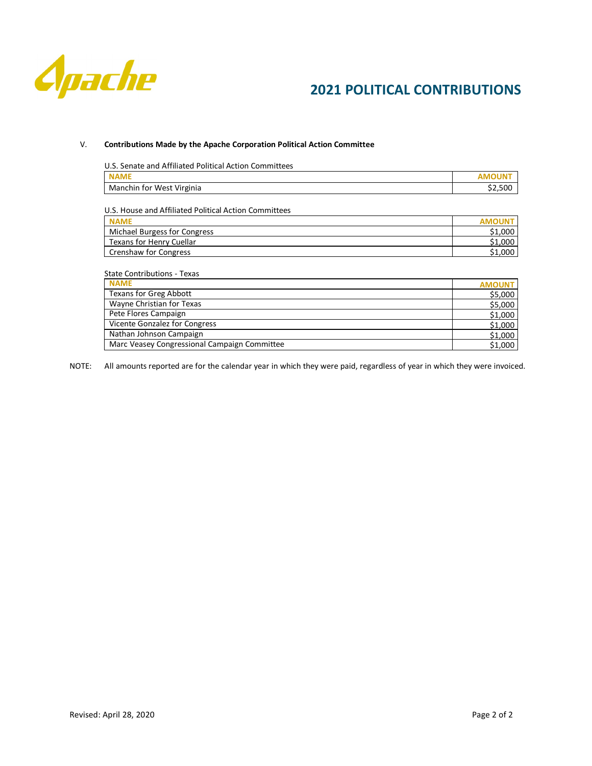# 2021 POLITICAL CONTRIBUTIONS

V. **Contributions Made by the Apache Corporation Political Action Committee**

U.S. Senate and Affiliated Political Action Committees

| NAME | AMOUNT |
|---|---|
| Manchin for West Virginia | $2,500 |

U.S. House and Affiliated Political Action Committees

| NAME | AMOUNT |
|---|---|
| Michael Burgess for Congress | $1,000 |
| Texans for Henry Cuellar | $1,000 |
| Crenshaw for Congress | $1,000 |

State Contributions - Texas

| NAME | AMOUNT |
|---|---|
| Texans for Greg Abbott | $5,000 |
| Wayne Christian for Texas | $5,000 |
| Pete Flores Campaign | $1,000 |
| Vicente Gonzalez for Congress | $1,000 |
| Nathan Johnson Campaign | $1,000 |
| Marc Veasey Congressional Campaign Committee | $1,000 |

NOTE: All amounts reported are for the calendar year in which they were paid, regardless of year in which they were invoiced.

Revised: April 28, 2020